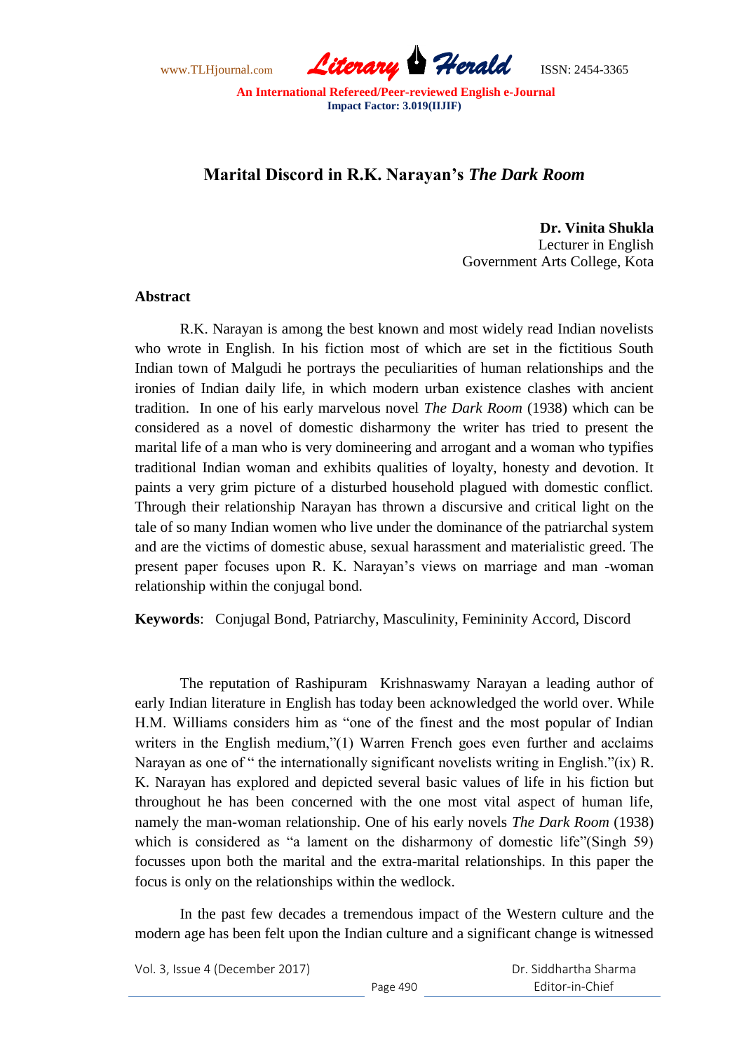# Marital Discord in R.K. Narayan's *The Dark Room*

**Dr. Vinita Shukla**
Lecturer in English
Government Arts College, Kota

## Abstract

R.K. Narayan is among the best known and most widely read Indian novelists who wrote in English. In his fiction most of which are set in the fictitious South Indian town of Malgudi he portrays the peculiarities of human relationships and the ironies of Indian daily life, in which modern urban existence clashes with ancient tradition. In one of his early marvelous novel *The Dark Room* (1938) which can be considered as a novel of domestic disharmony the writer has tried to present the marital life of a man who is very domineering and arrogant and a woman who typifies traditional Indian woman and exhibits qualities of loyalty, honesty and devotion. It paints a very grim picture of a disturbed household plagued with domestic conflict. Through their relationship Narayan has thrown a discursive and critical light on the tale of so many Indian women who live under the dominance of the patriarchal system and are the victims of domestic abuse, sexual harassment and materialistic greed. The present paper focuses upon R. K. Narayan's views on marriage and man -woman relationship within the conjugal bond.

**Keywords**: Conjugal Bond, Patriarchy, Masculinity, Femininity Accord, Discord

The reputation of Rashipuram Krishnaswamy Narayan a leading author of early Indian literature in English has today been acknowledged the world over. While H.M. Williams considers him as "one of the finest and the most popular of Indian writers in the English medium,"(1) Warren French goes even further and acclaims Narayan as one of " the internationally significant novelists writing in English."(ix) R. K. Narayan has explored and depicted several basic values of life in his fiction but throughout he has been concerned with the one most vital aspect of human life, namely the man-woman relationship. One of his early novels *The Dark Room* (1938) which is considered as "a lament on the disharmony of domestic life"(Singh 59) focusses upon both the marital and the extra-marital relationships. In this paper the focus is only on the relationships within the wedlock.

In the past few decades a tremendous impact of the Western culture and the modern age has been felt upon the Indian culture and a significant change is witnessed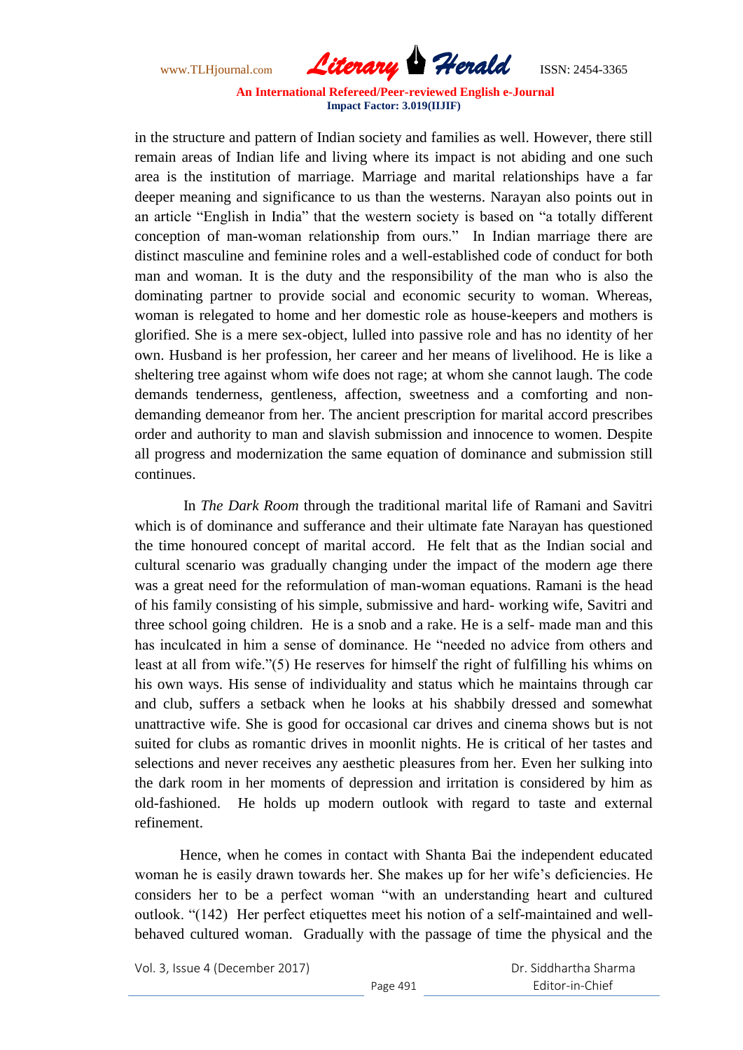in the structure and pattern of Indian society and families as well. However, there still remain areas of Indian life and living where its impact is not abiding and one such area is the institution of marriage. Marriage and marital relationships have a far deeper meaning and significance to us than the westerns. Narayan also points out in an article "English in India" that the western society is based on "a totally different conception of man-woman relationship from ours." In Indian marriage there are distinct masculine and feminine roles and a well-established code of conduct for both man and woman. It is the duty and the responsibility of the man who is also the dominating partner to provide social and economic security to woman. Whereas, woman is relegated to home and her domestic role as house-keepers and mothers is glorified. She is a mere sex-object, lulled into passive role and has no identity of her own. Husband is her profession, her career and her means of livelihood. He is like a sheltering tree against whom wife does not rage; at whom she cannot laugh. The code demands tenderness, gentleness, affection, sweetness and a comforting and non-demanding demeanor from her. The ancient prescription for marital accord prescribes order and authority to man and slavish submission and innocence to women. Despite all progress and modernization the same equation of dominance and submission still continues.

In *The Dark Room* through the traditional marital life of Ramani and Savitri which is of dominance and sufferance and their ultimate fate Narayan has questioned the time honoured concept of marital accord. He felt that as the Indian social and cultural scenario was gradually changing under the impact of the modern age there was a great need for the reformulation of man-woman equations. Ramani is the head of his family consisting of his simple, submissive and hard- working wife, Savitri and three school going children. He is a snob and a rake. He is a self- made man and this has inculcated in him a sense of dominance. He "needed no advice from others and least at all from wife."(5) He reserves for himself the right of fulfilling his whims on his own ways. His sense of individuality and status which he maintains through car and club, suffers a setback when he looks at his shabbily dressed and somewhat unattractive wife. She is good for occasional car drives and cinema shows but is not suited for clubs as romantic drives in moonlit nights. He is critical of her tastes and selections and never receives any aesthetic pleasures from her. Even her sulking into the dark room in her moments of depression and irritation is considered by him as old-fashioned. He holds up modern outlook with regard to taste and external refinement.

Hence, when he comes in contact with Shanta Bai the independent educated woman he is easily drawn towards her. She makes up for her wife's deficiencies. He considers her to be a perfect woman "with an understanding heart and cultured outlook. "(142) Her perfect etiquettes meet his notion of a self-maintained and well-behaved cultured woman. Gradually with the passage of time the physical and the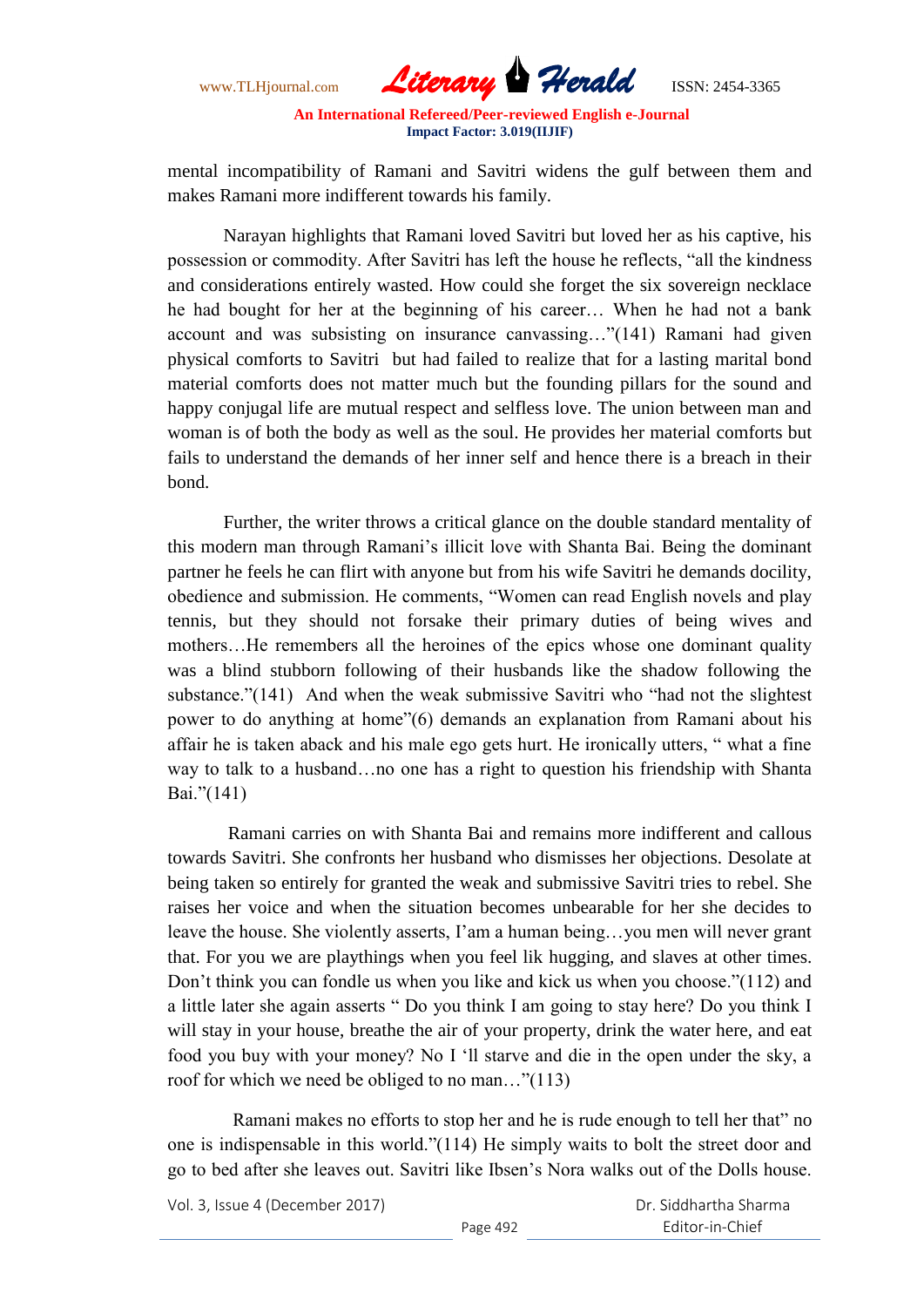mental incompatibility of Ramani and Savitri widens the gulf between them and makes Ramani more indifferent towards his family.

Narayan highlights that Ramani loved Savitri but loved her as his captive, his possession or commodity. After Savitri has left the house he reflects, "all the kindness and considerations entirely wasted. How could she forget the six sovereign necklace he had bought for her at the beginning of his career… When he had not a bank account and was subsisting on insurance canvassing…"(141) Ramani had given physical comforts to Savitri but had failed to realize that for a lasting marital bond material comforts does not matter much but the founding pillars for the sound and happy conjugal life are mutual respect and selfless love. The union between man and woman is of both the body as well as the soul. He provides her material comforts but fails to understand the demands of her inner self and hence there is a breach in their bond.

Further, the writer throws a critical glance on the double standard mentality of this modern man through Ramani's illicit love with Shanta Bai. Being the dominant partner he feels he can flirt with anyone but from his wife Savitri he demands docility, obedience and submission. He comments, "Women can read English novels and play tennis, but they should not forsake their primary duties of being wives and mothers…He remembers all the heroines of the epics whose one dominant quality was a blind stubborn following of their husbands like the shadow following the substance."(141) And when the weak submissive Savitri who "had not the slightest power to do anything at home"(6) demands an explanation from Ramani about his affair he is taken aback and his male ego gets hurt. He ironically utters, " what a fine way to talk to a husband…no one has a right to question his friendship with Shanta Bai."(141)

Ramani carries on with Shanta Bai and remains more indifferent and callous towards Savitri. She confronts her husband who dismisses her objections. Desolate at being taken so entirely for granted the weak and submissive Savitri tries to rebel. She raises her voice and when the situation becomes unbearable for her she decides to leave the house. She violently asserts, I'am a human being…you men will never grant that. For you we are playthings when you feel lik hugging, and slaves at other times. Don't think you can fondle us when you like and kick us when you choose."(112) and a little later she again asserts " Do you think I am going to stay here? Do you think I will stay in your house, breathe the air of your property, drink the water here, and eat food you buy with your money? No I 'll starve and die in the open under the sky, a roof for which we need be obliged to no man…"(113)

Ramani makes no efforts to stop her and he is rude enough to tell her that" no one is indispensable in this world."(114) He simply waits to bolt the street door and go to bed after she leaves out. Savitri like Ibsen's Nora walks out of the Dolls house.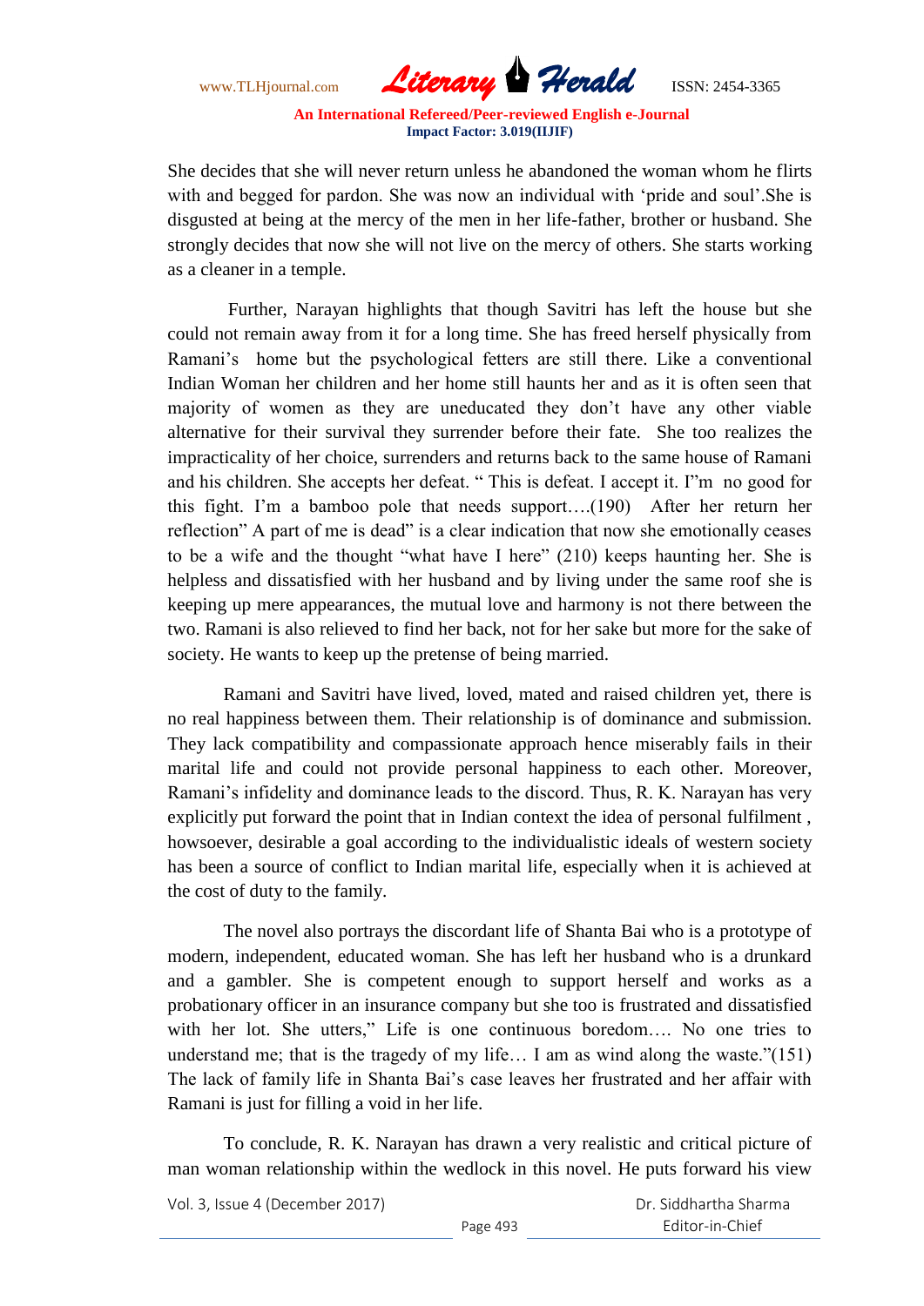She decides that she will never return unless he abandoned the woman whom he flirts with and begged for pardon. She was now an individual with 'pride and soul'.She is disgusted at being at the mercy of the men in her life-father, brother or husband. She strongly decides that now she will not live on the mercy of others. She starts working as a cleaner in a temple.

Further, Narayan highlights that though Savitri has left the house but she could not remain away from it for a long time. She has freed herself physically from Ramani's home but the psychological fetters are still there. Like a conventional Indian Woman her children and her home still haunts her and as it is often seen that majority of women as they are uneducated they don't have any other viable alternative for their survival they surrender before their fate. She too realizes the impracticality of her choice, surrenders and returns back to the same house of Ramani and his children. She accepts her defeat. " This is defeat. I accept it. I"m no good for this fight. I'm a bamboo pole that needs support….(190) After her return her reflection" A part of me is dead" is a clear indication that now she emotionally ceases to be a wife and the thought "what have I here" (210) keeps haunting her. She is helpless and dissatisfied with her husband and by living under the same roof she is keeping up mere appearances, the mutual love and harmony is not there between the two. Ramani is also relieved to find her back, not for her sake but more for the sake of society. He wants to keep up the pretense of being married.

Ramani and Savitri have lived, loved, mated and raised children yet, there is no real happiness between them. Their relationship is of dominance and submission. They lack compatibility and compassionate approach hence miserably fails in their marital life and could not provide personal happiness to each other. Moreover, Ramani's infidelity and dominance leads to the discord. Thus, R. K. Narayan has very explicitly put forward the point that in Indian context the idea of personal fulfilment , howsoever, desirable a goal according to the individualistic ideals of western society has been a source of conflict to Indian marital life, especially when it is achieved at the cost of duty to the family.

The novel also portrays the discordant life of Shanta Bai who is a prototype of modern, independent, educated woman. She has left her husband who is a drunkard and a gambler. She is competent enough to support herself and works as a probationary officer in an insurance company but she too is frustrated and dissatisfied with her lot. She utters," Life is one continuous boredom…. No one tries to understand me; that is the tragedy of my life… I am as wind along the waste."(151) The lack of family life in Shanta Bai's case leaves her frustrated and her affair with Ramani is just for filling a void in her life.

To conclude, R. K. Narayan has drawn a very realistic and critical picture of man woman relationship within the wedlock in this novel. He puts forward his view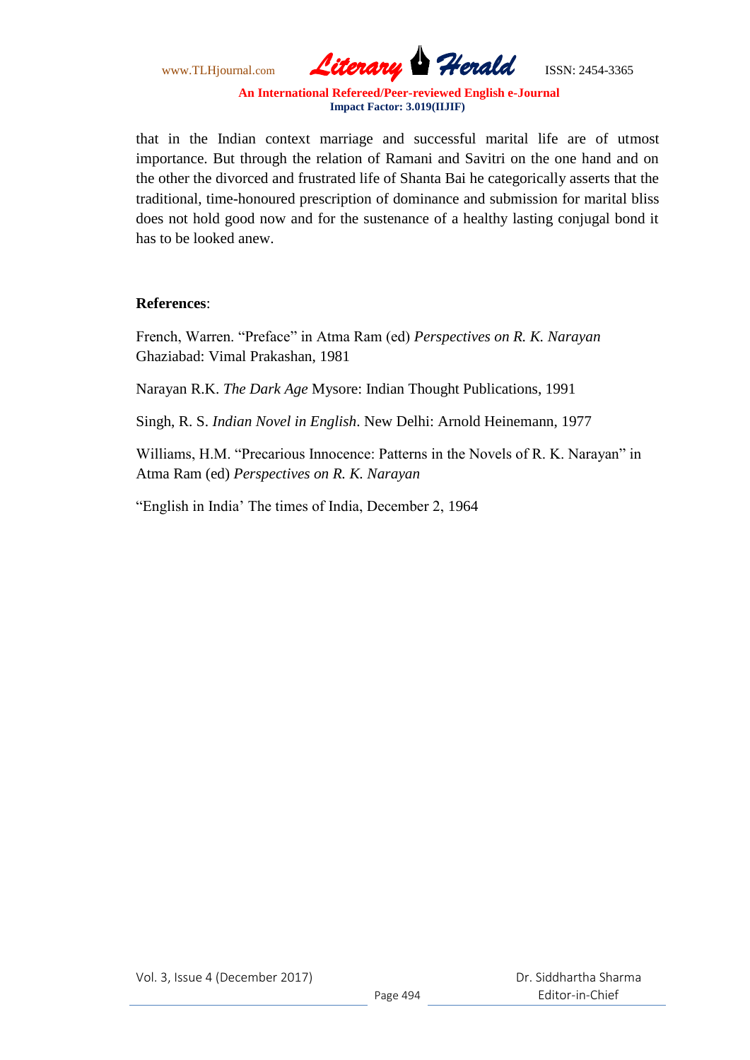that in the Indian context marriage and successful marital life are of utmost importance. But through the relation of Ramani and Savitri on the one hand and on the other the divorced and frustrated life of Shanta Bai he categorically asserts that the traditional, time-honoured prescription of dominance and submission for marital bliss does not hold good now and for the sustenance of a healthy lasting conjugal bond it has to be looked anew.

**References**:

French, Warren. "Preface" in Atma Ram (ed) *Perspectives on R. K. Narayan* Ghaziabad: Vimal Prakashan, 1981

Narayan R.K. *The Dark Age* Mysore: Indian Thought Publications, 1991

Singh, R. S. *Indian Novel in English*. New Delhi: Arnold Heinemann, 1977

Williams, H.M. "Precarious Innocence: Patterns in the Novels of R. K. Narayan" in Atma Ram (ed) *Perspectives on R. K. Narayan*

"English in India' The times of India, December 2, 1964